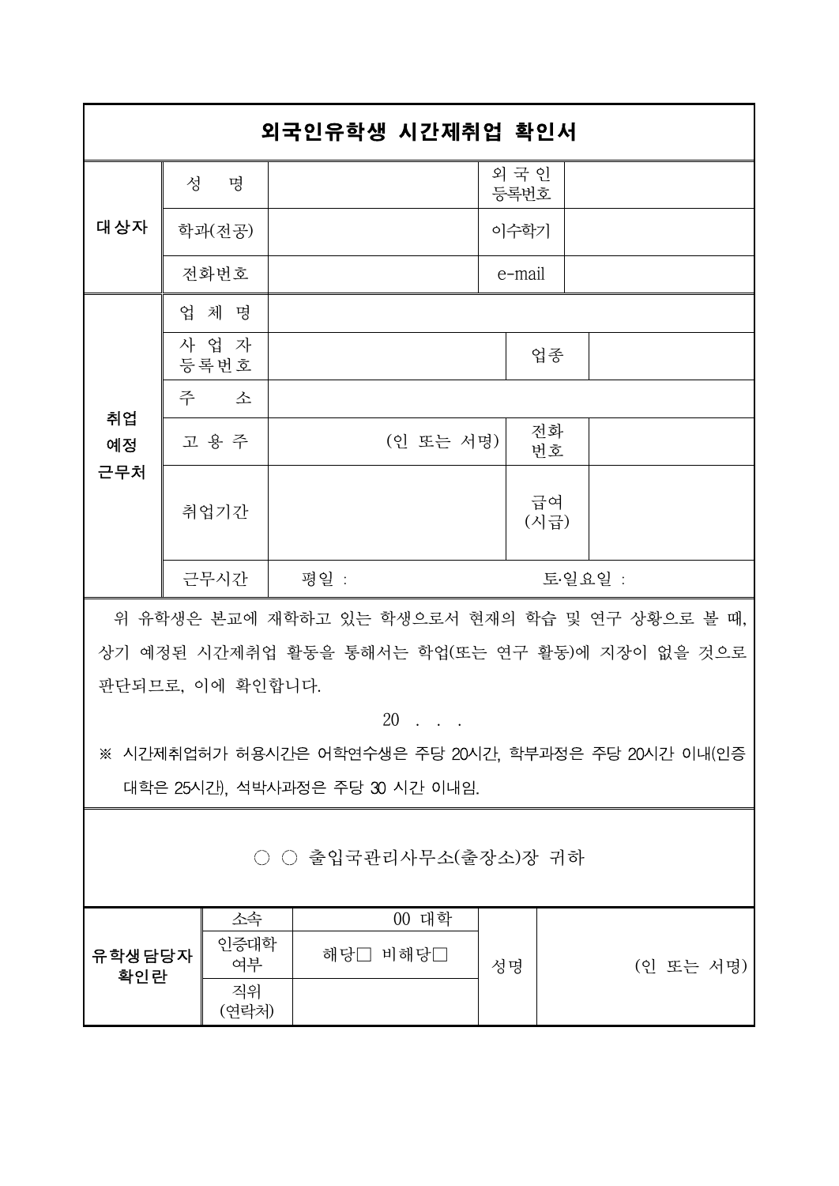# 외국인유학생 시간제취업 확인서

| 구분 | 항목 | | 항목 | |
|---|---|---|---|---|
| 대상자 | 성 명 | | 외국인 등록번호 | |
| | 학과(전공) | | 이수학기 | |
| | 전화번호 | | e-mail | |
| 취업 예정 근무처 | 업 체 명 | | | |
| | 사 업 자 등록번호 | | 업종 | |
| | 주 소 | | | |
| | 고 용 주 | (인 또는 서명) | 전화 번호 | |
| | 취업기간 | | 급여 (시급) | |
| | 근무시간 | 평일 : | 토·일요일 : | |

위 유학생은 본교에 재학하고 있는 학생으로서 현재의 학습 및 연구 상황으로 볼 때, 상기 예정된 시간제취업 활동을 통해서는 학업(또는 연구 활동)에 지장이 없을 것으로 판단되므로, 이에 확인합니다.

20 . . .

※ 시간제취업허가 허용시간은 어학연수생은 주당 20시간, 학부과정은 주당 20시간 이내(인증대학은 25시간), 석박사과정은 주당 30 시간 이내임.

○ ○ 출입국관리사무소(출장소)장 귀하

| 유학생담당자 확인란 | 소속 | 00 대학 | 성명 | (인 또는 서명) |
|---|---|---|---|---|
| | 인증대학 여부 | 해당□ 비해당□ | | |
| | 직위 (연락처) | | | |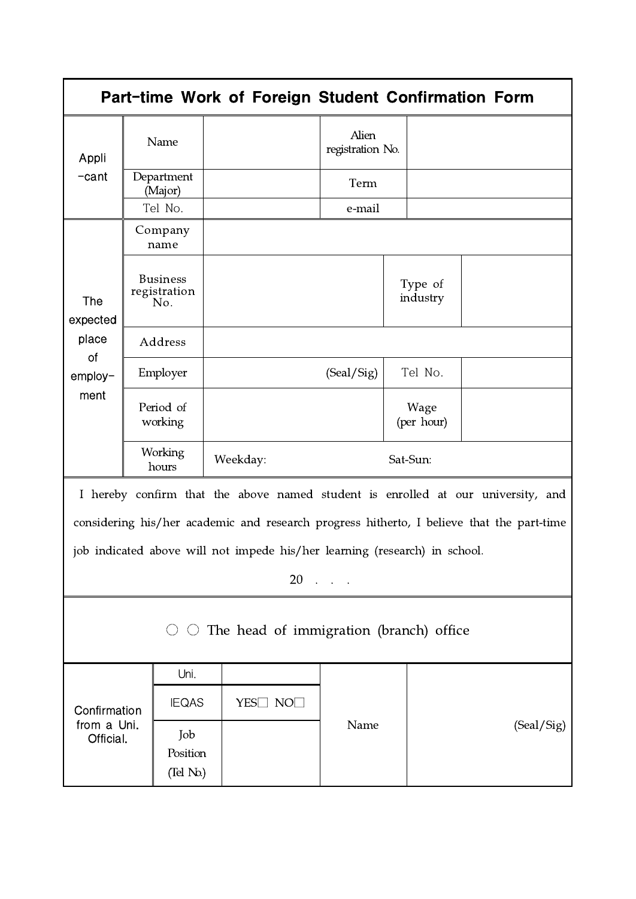# Part-time Work of Foreign Student Confirmation Form

| | | | | | |
|---|---|---|---|---|---|
| Appli-cant | Name | | Alien registration No. | | |
| | Department (Major) | | Term | | |
| | Tel No. | | e-mail | | |
| The expected place of employ-ment | Company name | | | | |
| | Business registration No. | | Type of industry | | |
| | Address | | | | |
| | Employer | (Seal/Sig) | Tel No. | | |
| | Period of working | | Wage (per hour) | | |
| | Working hours | Weekday: | Sat-Sun: | | |

I hereby confirm that the above named student is enrolled at our university, and considering his/her academic and research progress hitherto, I believe that the part-time job indicated above will not impede his/her learning (research) in school.

20 . . .

○ ○ The head of immigration (branch) office

| | | | | |
|---|---|---|---|---|
| Confirmation from a Uni. Official. | Uni. | | Name | (Seal/Sig) |
| | IEQAS | YES☐ NO☐ | | |
| | Job Position (Tel No.) | | | |